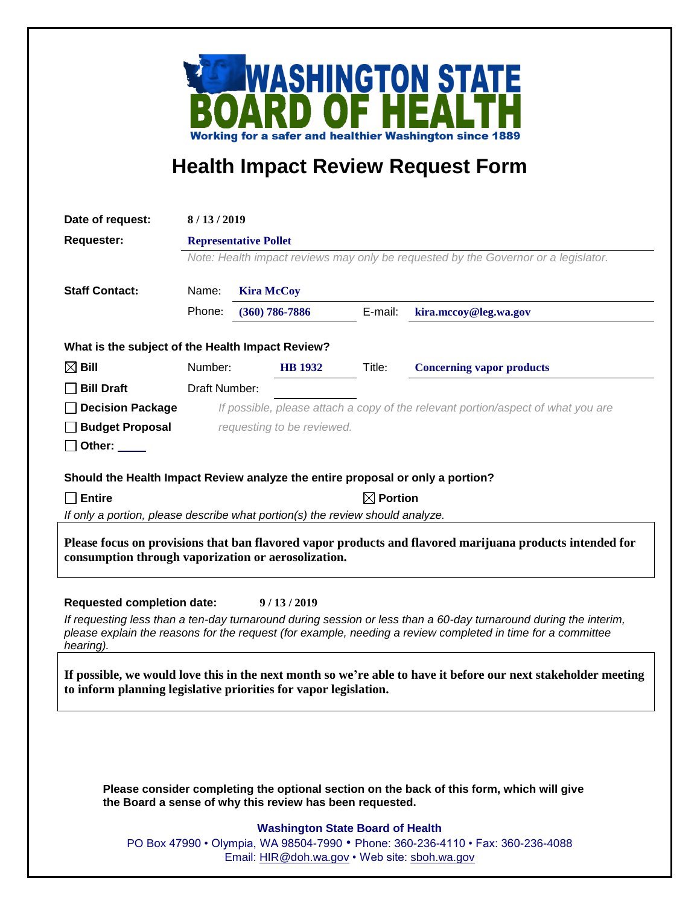# WASHINGTON STATE BOARD OF HEALTH

Working for a safer and healthier Washington since 1889

## Health Impact Review Request Form

**Date of request:** 8 / 13 / 2019

**Requester:** Representative Pollet

*Note: Health impact reviews may only be requested by the Governor or a legislator.*

**Staff Contact:**

Name: Kira McCoy

Phone: (360) 786-7886 E-mail: kira.mccoy@leg.wa.gov

**What is the subject of the Health Impact Review?**

- ☒ **Bill** Number: HB 1932 Title: Concerning vapor products
- ☐ **Bill Draft** Draft Number:
- ☐ **Decision Package**
- ☐ **Budget Proposal**
- ☐ **Other:**

*If possible, please attach a copy of the relevant portion/aspect of what you are requesting to be reviewed.*

**Should the Health Impact Review analyze the entire proposal or only a portion?**

☐ **Entire** ☒ **Portion**

*If only a portion, please describe what portion(s) the review should analyze.*

**Please focus on provisions that ban flavored vapor products and flavored marijuana products intended for consumption through vaporization or aerosolization.**

**Requested completion date:** 9 / 13 / 2019

*If requesting less than a ten-day turnaround during session or less than a 60-day turnaround during the interim, please explain the reasons for the request (for example, needing a review completed in time for a committee hearing).*

**If possible, we would love this in the next month so we're able to have it before our next stakeholder meeting to inform planning legislative priorities for vapor legislation.**

**Please consider completing the optional section on the back of this form, which will give the Board a sense of why this review has been requested.**

**Washington State Board of Health**

PO Box 47990 • Olympia, WA 98504-7990 • Phone: 360-236-4110 • Fax: 360-236-4088
Email: HIR@doh.wa.gov • Web site: sboh.wa.gov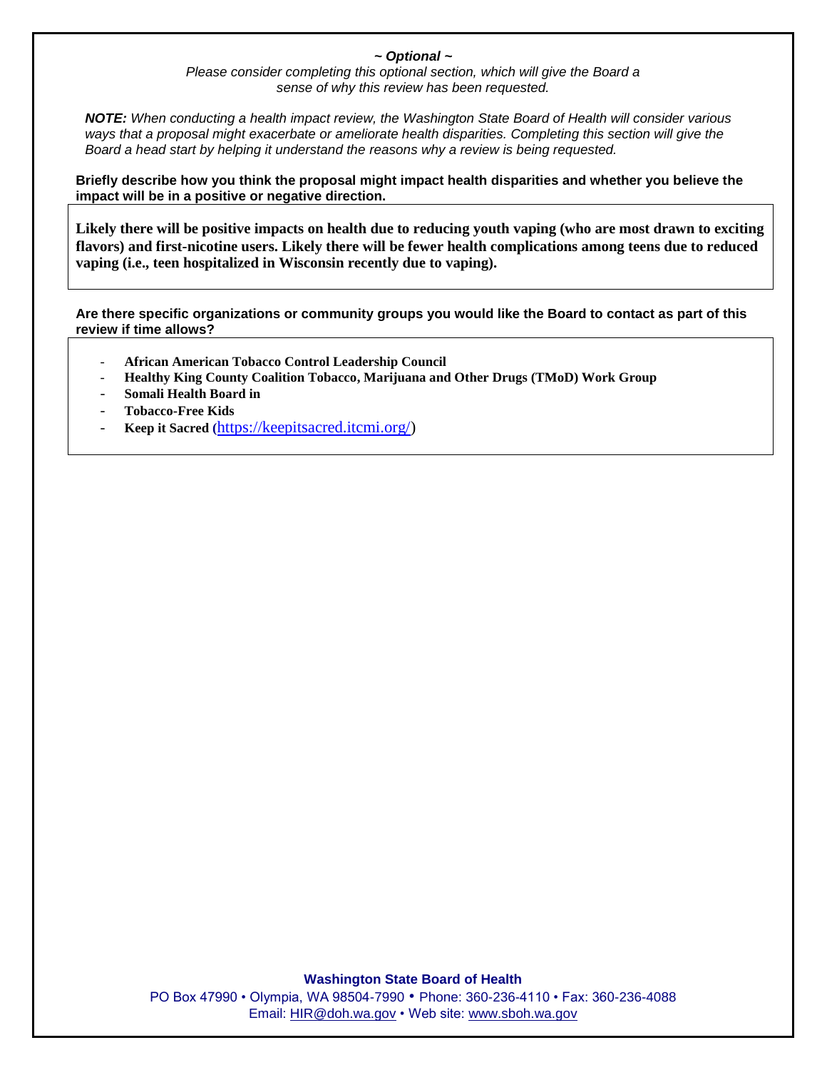***~ Optional ~***

*Please consider completing this optional section, which will give the Board a sense of why this review has been requested.*

***NOTE:*** *When conducting a health impact review, the Washington State Board of Health will consider various ways that a proposal might exacerbate or ameliorate health disparities. Completing this section will give the Board a head start by helping it understand the reasons why a review is being requested.*

**Briefly describe how you think the proposal might impact health disparities and whether you believe the impact will be in a positive or negative direction.**

**Likely there will be positive impacts on health due to reducing youth vaping (who are most drawn to exciting flavors) and first-nicotine users. Likely there will be fewer health complications among teens due to reduced vaping (i.e., teen hospitalized in Wisconsin recently due to vaping).**

**Are there specific organizations or community groups you would like the Board to contact as part of this review if time allows?**

- **African American Tobacco Control Leadership Council**
- **Healthy King County Coalition Tobacco, Marijuana and Other Drugs (TMoD) Work Group**
- **Somali Health Board in**
- **Tobacco-Free Kids**
- **Keep it Sacred (**https://keepitsacred.itcmi.org/)

**Washington State Board of Health**

PO Box 47990 • Olympia, WA 98504-7990 • Phone: 360-236-4110 • Fax: 360-236-4088
Email: HIR@doh.wa.gov • Web site: www.sboh.wa.gov